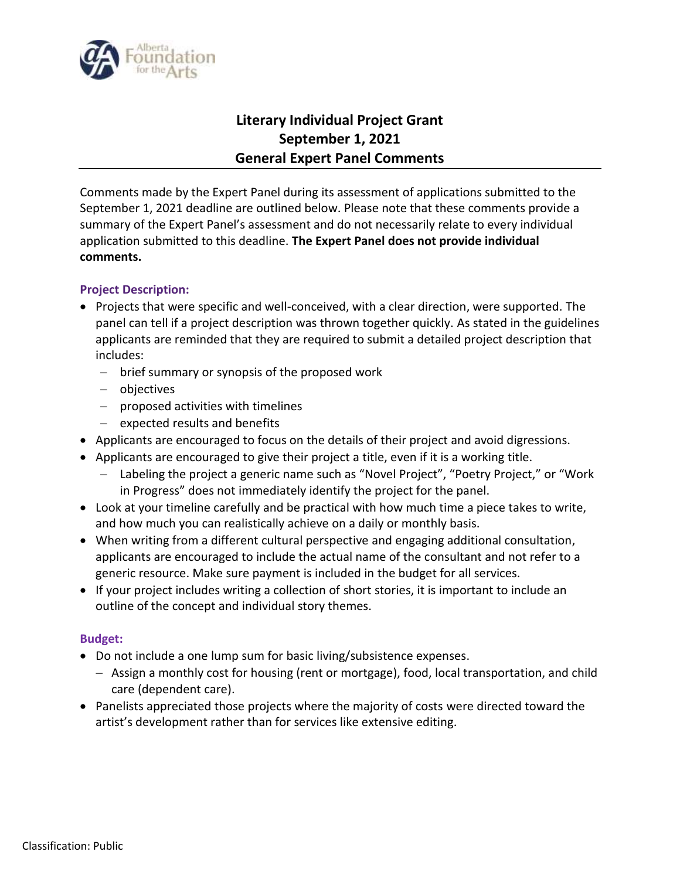# Literary Individual Project Grant
# September 1, 2021
# General Expert Panel Comments

Comments made by the Expert Panel during its assessment of applications submitted to the September 1, 2021 deadline are outlined below. Please note that these comments provide a summary of the Expert Panel's assessment and do not necessarily relate to every individual application submitted to this deadline. **The Expert Panel does not provide individual comments.**

### Project Description:

- Projects that were specific and well-conceived, with a clear direction, were supported. The panel can tell if a project description was thrown together quickly. As stated in the guidelines applicants are reminded that they are required to submit a detailed project description that includes:
  - brief summary or synopsis of the proposed work
  - objectives
  - proposed activities with timelines
  - expected results and benefits
- Applicants are encouraged to focus on the details of their project and avoid digressions.
- Applicants are encouraged to give their project a title, even if it is a working title.
  - Labeling the project a generic name such as "Novel Project", "Poetry Project," or "Work in Progress" does not immediately identify the project for the panel.
- Look at your timeline carefully and be practical with how much time a piece takes to write, and how much you can realistically achieve on a daily or monthly basis.
- When writing from a different cultural perspective and engaging additional consultation, applicants are encouraged to include the actual name of the consultant and not refer to a generic resource. Make sure payment is included in the budget for all services.
- If your project includes writing a collection of short stories, it is important to include an outline of the concept and individual story themes.

### Budget:

- Do not include a one lump sum for basic living/subsistence expenses.
  - Assign a monthly cost for housing (rent or mortgage), food, local transportation, and child care (dependent care).
- Panelists appreciated those projects where the majority of costs were directed toward the artist's development rather than for services like extensive editing.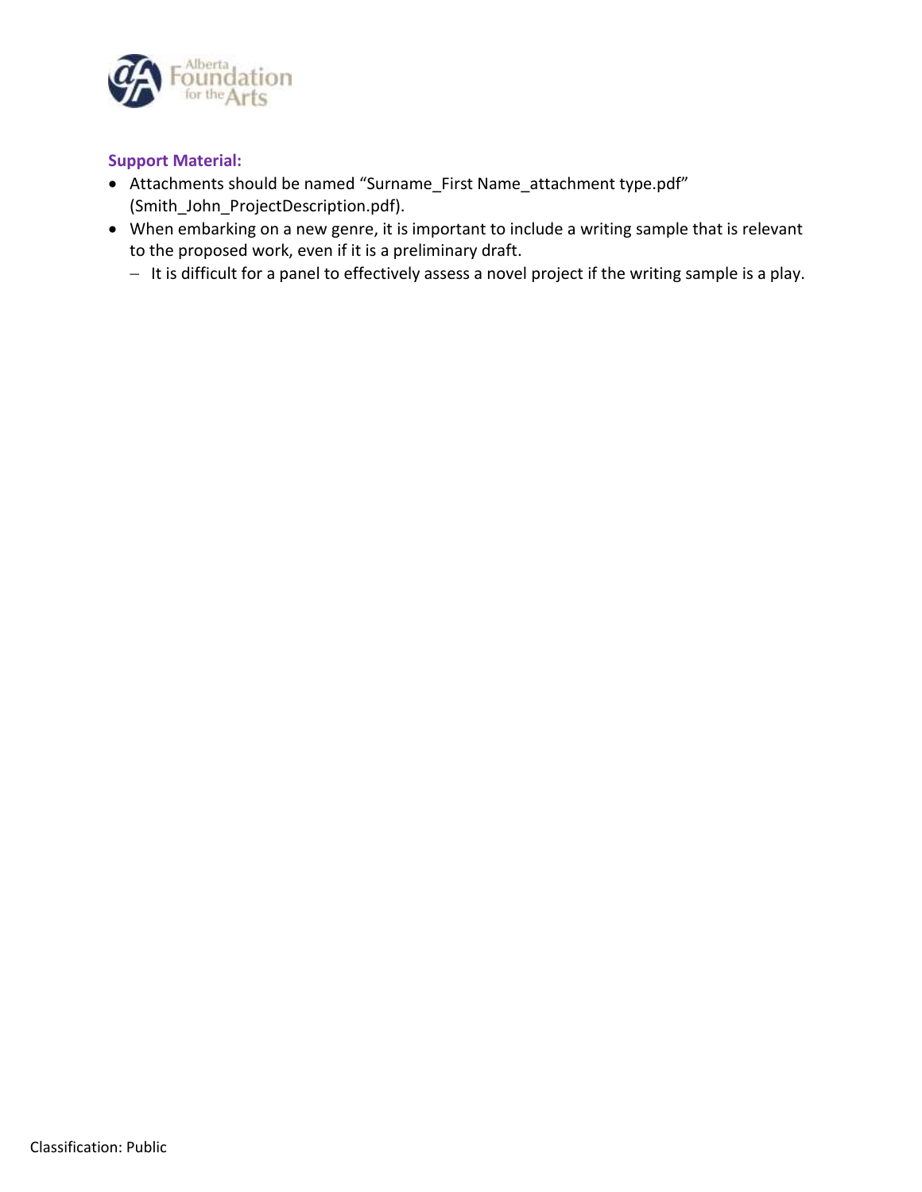**Support Material:**

- Attachments should be named “Surname_First Name_attachment type.pdf” (Smith_John_ProjectDescription.pdf).
- When embarking on a new genre, it is important to include a writing sample that is relevant to the proposed work, even if it is a preliminary draft.
  - It is difficult for a panel to effectively assess a novel project if the writing sample is a play.